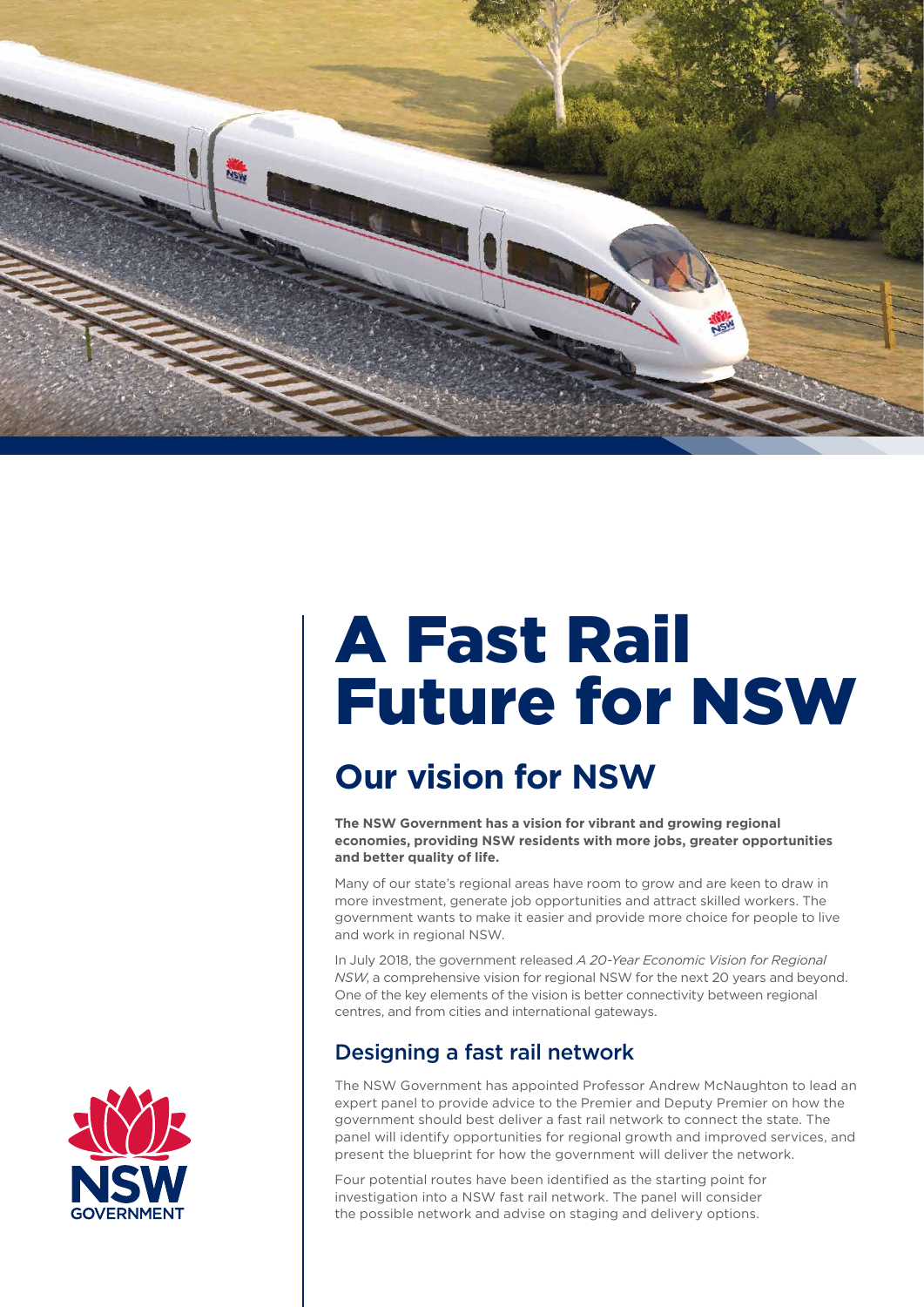# A Fast Rail Future for NSW

## Our vision for NSW

**The NSW Government has a vision for vibrant and growing regional economies, providing NSW residents with more jobs, greater opportunities and better quality of life.**

Many of our state's regional areas have room to grow and are keen to draw in more investment, generate job opportunities and attract skilled workers. The government wants to make it easier and provide more choice for people to live and work in regional NSW.

In July 2018, the government released *A 20-Year Economic Vision for Regional NSW*, a comprehensive vision for regional NSW for the next 20 years and beyond. One of the key elements of the vision is better connectivity between regional centres, and from cities and international gateways.

### Designing a fast rail network

The NSW Government has appointed Professor Andrew McNaughton to lead an expert panel to provide advice to the Premier and Deputy Premier on how the government should best deliver a fast rail network to connect the state. The panel will identify opportunities for regional growth and improved services, and present the blueprint for how the government will deliver the network.

Four potential routes have been identified as the starting point for investigation into a NSW fast rail network. The panel will consider the possible network and advise on staging and delivery options.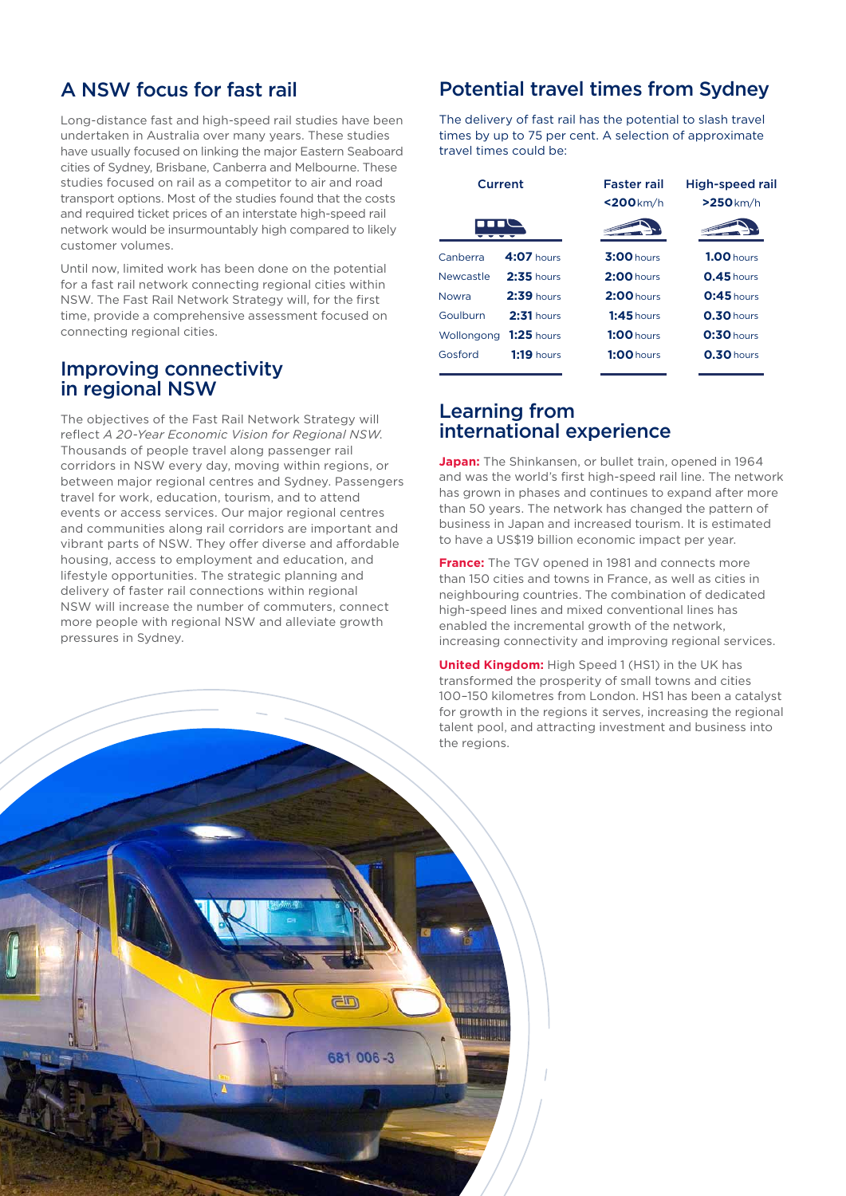## A NSW focus for fast rail

Long-distance fast and high-speed rail studies have been undertaken in Australia over many years. These studies have usually focused on linking the major Eastern Seaboard cities of Sydney, Brisbane, Canberra and Melbourne. These studies focused on rail as a competitor to air and road transport options. Most of the studies found that the costs and required ticket prices of an interstate high-speed rail network would be insurmountably high compared to likely customer volumes.

Until now, limited work has been done on the potential for a fast rail network connecting regional cities within NSW. The Fast Rail Network Strategy will, for the first time, provide a comprehensive assessment focused on connecting regional cities.

## Improving connectivity in regional NSW

The objectives of the Fast Rail Network Strategy will reflect *A 20-Year Economic Vision for Regional NSW*. Thousands of people travel along passenger rail corridors in NSW every day, moving within regions, or between major regional centres and Sydney. Passengers travel for work, education, tourism, and to attend events or access services. Our major regional centres and communities along rail corridors are important and vibrant parts of NSW. They offer diverse and affordable housing, access to employment and education, and lifestyle opportunities. The strategic planning and delivery of faster rail connections within regional NSW will increase the number of commuters, connect more people with regional NSW and alleviate growth pressures in Sydney.

## Potential travel times from Sydney

The delivery of fast rail has the potential to slash travel times by up to 75 per cent. A selection of approximate travel times could be:

| | Current | Faster rail <200km/h | High-speed rail >250km/h |
|---|---|---|---|
| Canberra | **4:07** hours | **3:00** hours | **1.00** hours |
| Newcastle | **2:35** hours | **2:00** hours | **0.45** hours |
| Nowra | **2:39** hours | **2:00** hours | **0:45** hours |
| Goulburn | **2:31** hours | **1:45** hours | **0.30** hours |
| Wollongong | **1:25** hours | **1:00** hours | **0:30** hours |
| Gosford | **1:19** hours | **1:00** hours | **0.30** hours |

## Learning from international experience

**Japan:** The Shinkansen, or bullet train, opened in 1964 and was the world's first high-speed rail line. The network has grown in phases and continues to expand after more than 50 years. The network has changed the pattern of business in Japan and increased tourism. It is estimated to have a US$19 billion economic impact per year.

**France:** The TGV opened in 1981 and connects more than 150 cities and towns in France, as well as cities in neighbouring countries. The combination of dedicated high-speed lines and mixed conventional lines has enabled the incremental growth of the network, increasing connectivity and improving regional services.

**United Kingdom:** High Speed 1 (HS1) in the UK has transformed the prosperity of small towns and cities 100–150 kilometres from London. HS1 has been a catalyst for growth in the regions it serves, increasing the regional talent pool, and attracting investment and business into the regions.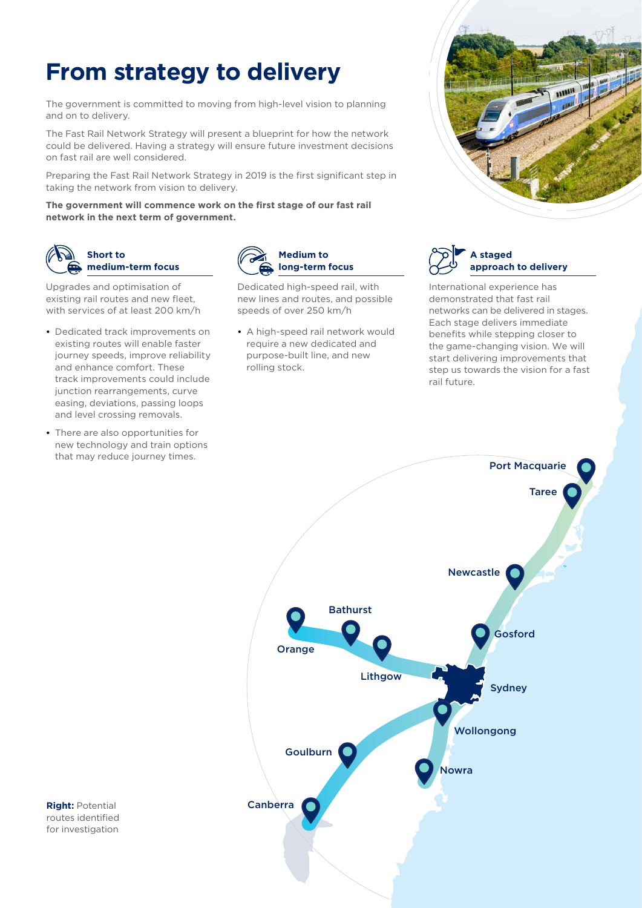# From strategy to delivery

The government is committed to moving from high-level vision to planning and on to delivery.

The Fast Rail Network Strategy will present a blueprint for how the network could be delivered. Having a strategy will ensure future investment decisions on fast rail are well considered.

Preparing the Fast Rail Network Strategy in 2019 is the first significant step in taking the network from vision to delivery.

**The government will commence work on the first stage of our fast rail network in the next term of government.**

### Short to medium-term focus

Upgrades and optimisation of existing rail routes and new fleet, with services of at least 200 km/h

- Dedicated track improvements on existing routes will enable faster journey speeds, improve reliability and enhance comfort. These track improvements could include junction rearrangements, curve easing, deviations, passing loops and level crossing removals.
- There are also opportunities for new technology and train options that may reduce journey times.

### Medium to long-term focus

Dedicated high-speed rail, with new lines and routes, and possible speeds of over 250 km/h

- A high-speed rail network would require a new dedicated and purpose-built line, and new rolling stock.

### A staged approach to delivery

International experience has demonstrated that fast rail networks can be delivered in stages. Each stage delivers immediate benefits while stepping closer to the game-changing vision. We will start delivering improvements that step us towards the vision for a fast rail future.

Port Macquarie
Taree
Newcastle
Gosford
Bathurst
Orange
Lithgow
Sydney
Wollongong
Goulburn
Nowra
Canberra

**Right:** Potential routes identified for investigation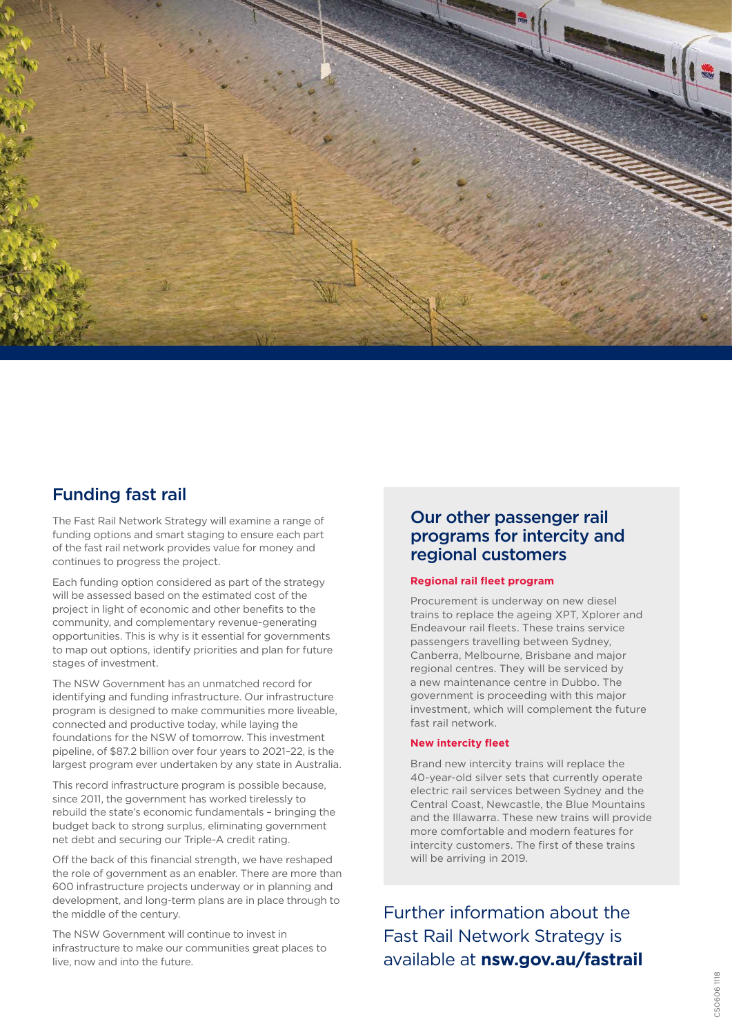## Funding fast rail

The Fast Rail Network Strategy will examine a range of funding options and smart staging to ensure each part of the fast rail network provides value for money and continues to progress the project.

Each funding option considered as part of the strategy will be assessed based on the estimated cost of the project in light of economic and other benefits to the community, and complementary revenue-generating opportunities. This is why is it essential for governments to map out options, identify priorities and plan for future stages of investment.

The NSW Government has an unmatched record for identifying and funding infrastructure. Our infrastructure program is designed to make communities more liveable, connected and productive today, while laying the foundations for the NSW of tomorrow. This investment pipeline, of $87.2 billion over four years to 2021–22, is the largest program ever undertaken by any state in Australia.

This record infrastructure program is possible because, since 2011, the government has worked tirelessly to rebuild the state's economic fundamentals – bringing the budget back to strong surplus, eliminating government net debt and securing our Triple-A credit rating.

Off the back of this financial strength, we have reshaped the role of government as an enabler. There are more than 600 infrastructure projects underway or in planning and development, and long-term plans are in place through to the middle of the century.

The NSW Government will continue to invest in infrastructure to make our communities great places to live, now and into the future.

## Our other passenger rail programs for intercity and regional customers

### Regional rail fleet program

Procurement is underway on new diesel trains to replace the ageing XPT, Xplorer and Endeavour rail fleets. These trains service passengers travelling between Sydney, Canberra, Melbourne, Brisbane and major regional centres. They will be serviced by a new maintenance centre in Dubbo. The government is proceeding with this major investment, which will complement the future fast rail network.

### New intercity fleet

Brand new intercity trains will replace the 40-year-old silver sets that currently operate electric rail services between Sydney and the Central Coast, Newcastle, the Blue Mountains and the Illawarra. These new trains will provide more comfortable and modern features for intercity customers. The first of these trains will be arriving in 2019.

Further information about the Fast Rail Network Strategy is available at **nsw.gov.au/fastrail**

CS0606 1118